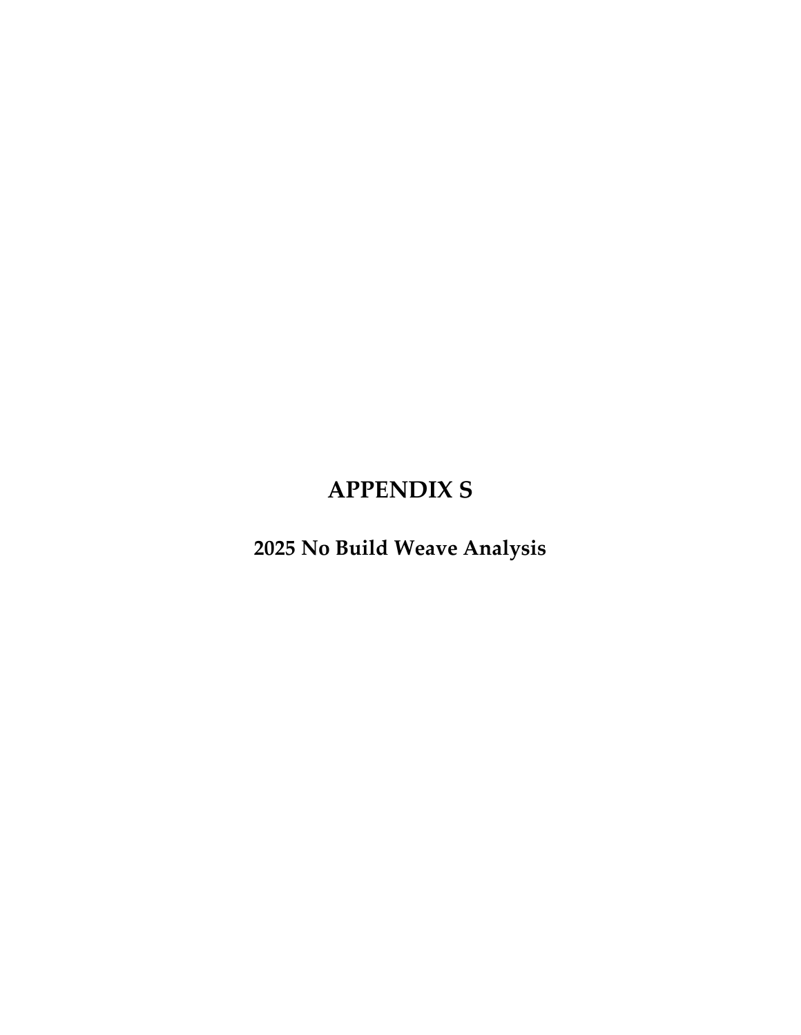# APPENDIX S

## 2025 No Build Weave Analysis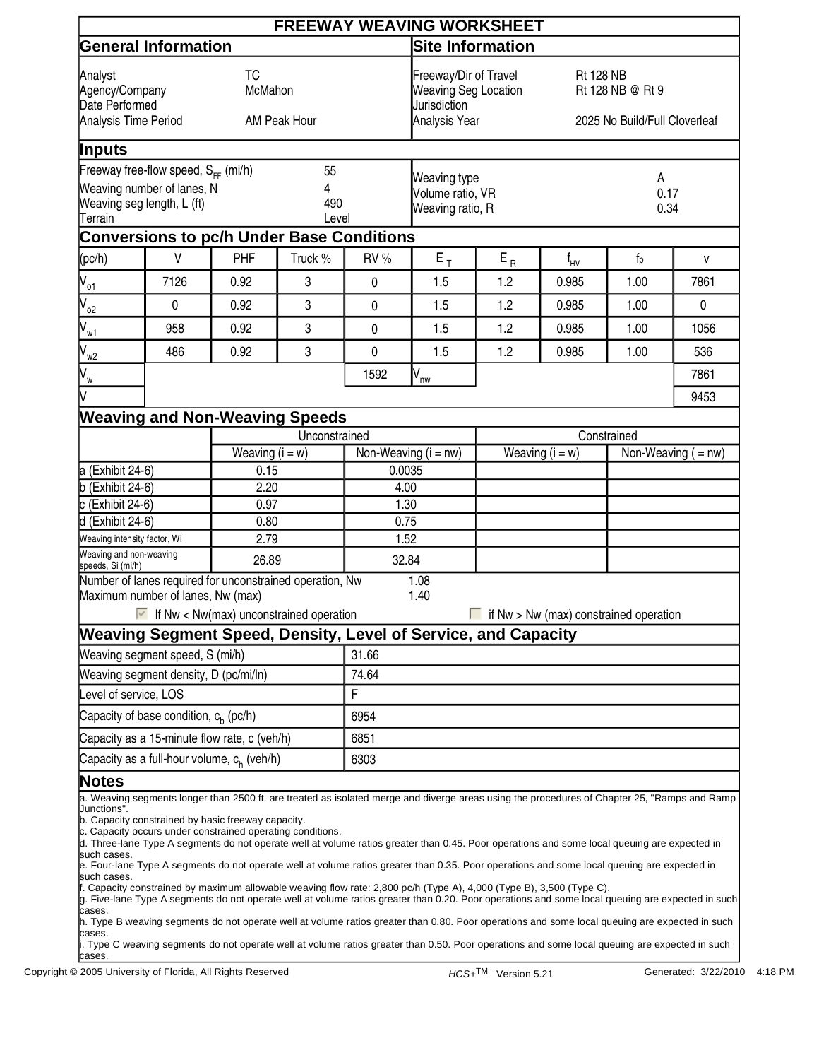# FREEWAY WEAVING WORKSHEET

## General Information

| | |
|---|---|
| Analyst | TC |
| Agency/Company | McMahon |
| Date Performed | |
| Analysis Time Period | AM Peak Hour |

## Site Information

| | |
|---|---|
| Freeway/Dir of Travel | Rt 128 NB |
| Weaving Seg Location | Rt 128 NB @ Rt 9 |
| Jurisdiction | |
| Analysis Year | 2025 No Build/Full Cloverleaf |

## Inputs

| | | | |
|---|---|---|---|
| Freeway free-flow speed, $S_{FF}$ (mi/h) | 55 | Weaving type | A |
| Weaving number of lanes, N | 4 | Volume ratio, VR | 0.17 |
| Weaving seg length, L (ft) | 490 | Weaving ratio, R | 0.34 |
| Terrain | Level | | |

## Conversions to pc/h Under Base Conditions

| (pc/h) | V | PHF | Truck % | RV % | $E_T$ | $E_R$ | $f_{HV}$ | $f_p$ | v |
|---|---|---|---|---|---|---|---|---|---|
| $V_{o1}$ | 7126 | 0.92 | 3 | 0 | 1.5 | 1.2 | 0.985 | 1.00 | 7861 |
| $V_{o2}$ | 0 | 0.92 | 3 | 0 | 1.5 | 1.2 | 0.985 | 1.00 | 0 |
| $V_{w1}$ | 958 | 0.92 | 3 | 0 | 1.5 | 1.2 | 0.985 | 1.00 | 1056 |
| $V_{w2}$ | 486 | 0.92 | 3 | 0 | 1.5 | 1.2 | 0.985 | 1.00 | 536 |
| $V_w$ | | | | 1592 | $V_{nw}$ | | | | 7861 |
| V | | | | | | | | | 9453 |

## Weaving and Non-Weaving Speeds

| | Unconstrained | | Constrained | |
|---|---|---|---|---|
| | Weaving (i = w) | Non-Weaving (i = nw) | Weaving (i = w) | Non-Weaving ( = nw) |
| a (Exhibit 24-6) | 0.15 | 0.0035 | | |
| b (Exhibit 24-6) | 2.20 | 4.00 | | |
| c (Exhibit 24-6) | 0.97 | 1.30 | | |
| d (Exhibit 24-6) | 0.80 | 0.75 | | |
| Weaving intensity factor, Wi | 2.79 | 1.52 | | |
| Weaving and non-weaving speeds, Si (mi/h) | 26.89 | 32.84 | | |

Number of lanes required for unconstrained operation, Nw: 1.08

Maximum number of lanes, Nw (max): 1.40

☑ If Nw < Nw(max) unconstrained operation ☐ if Nw > Nw (max) constrained operation

## Weaving Segment Speed, Density, Level of Service, and Capacity

| | |
|---|---|
| Weaving segment speed, S (mi/h) | 31.66 |
| Weaving segment density, D (pc/mi/ln) | 74.64 |
| Level of service, LOS | F |
| Capacity of base condition, $c_b$ (pc/h) | 6954 |
| Capacity as a 15-minute flow rate, c (veh/h) | 6851 |
| Capacity as a full-hour volume, $c_h$ (veh/h) | 6303 |

## Notes

a. Weaving segments longer than 2500 ft. are treated as isolated merge and diverge areas using the procedures of Chapter 25, "Ramps and Ramp Junctions".
b. Capacity constrained by basic freeway capacity.
c. Capacity occurs under constrained operating conditions.
d. Three-lane Type A segments do not operate well at volume ratios greater than 0.45. Poor operations and some local queuing are expected in such cases.
e. Four-lane Type A segments do not operate well at volume ratios greater than 0.35. Poor operations and some local queuing are expected in such cases.
f. Capacity constrained by maximum allowable weaving flow rate: 2,800 pc/h (Type A), 4,000 (Type B), 3,500 (Type C).
g. Five-lane Type A segments do not operate well at volume ratios greater than 0.20. Poor operations and some local queuing are expected in such cases.
h. Type B weaving segments do not operate well at volume ratios greater than 0.80. Poor operations and some local queuing are expected in such cases.
i. Type C weaving segments do not operate well at volume ratios greater than 0.50. Poor operations and some local queuing are expected in such cases.

Copyright © 2005 University of Florida, All Rights Reserved HCS+™ Version 5.21 Generated: 3/22/2010 4:18 PM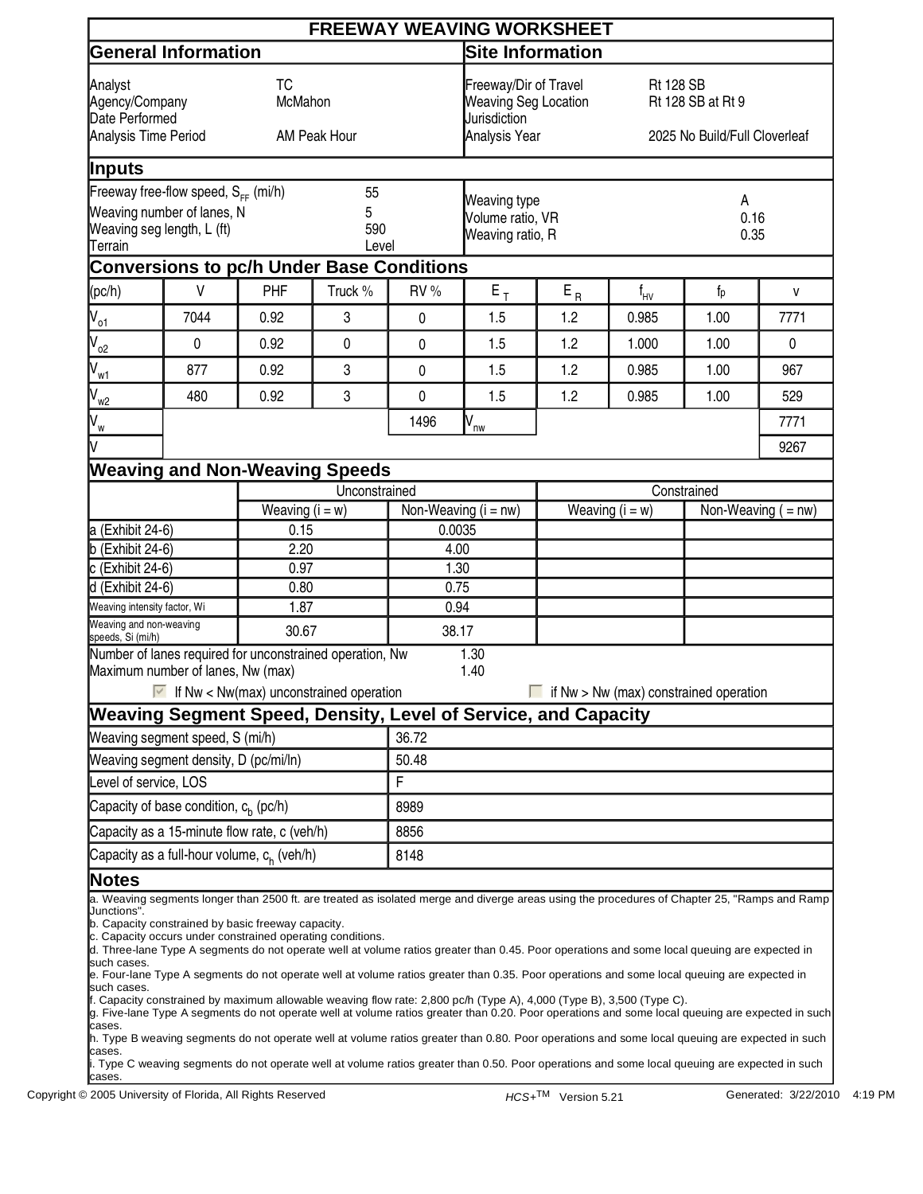# FREEWAY WEAVING WORKSHEET

## General Information

| | |
|---|---|
| Analyst | TC |
| Agency/Company | McMahon |
| Date Performed | |
| Analysis Time Period | AM Peak Hour |

## Site Information

| | |
|---|---|
| Freeway/Dir of Travel | Rt 128 SB |
| Weaving Seg Location | Rt 128 SB at Rt 9 |
| Jurisdiction | |
| Analysis Year | 2025 No Build/Full Cloverleaf |

## Inputs

| | |
|---|---|
| Freeway free-flow speed, $S_{FF}$ (mi/h) | 55 |
| Weaving number of lanes, N | 5 |
| Weaving seg length, L (ft) | 590 |
| Terrain | Level |
| Weaving type | A |
| Volume ratio, VR | 0.16 |
| Weaving ratio, R | 0.35 |

## Conversions to pc/h Under Base Conditions

| (pc/h) | V | PHF | Truck % | RV % | $E_T$ | $E_R$ | $f_{HV}$ | $f_p$ | v |
|---|---|---|---|---|---|---|---|---|---|
| $V_{o1}$ | 7044 | 0.92 | 3 | 0 | 1.5 | 1.2 | 0.985 | 1.00 | 7771 |
| $V_{o2}$ | 0 | 0.92 | 0 | 0 | 1.5 | 1.2 | 1.000 | 1.00 | 0 |
| $V_{w1}$ | 877 | 0.92 | 3 | 0 | 1.5 | 1.2 | 0.985 | 1.00 | 967 |
| $V_{w2}$ | 480 | 0.92 | 3 | 0 | 1.5 | 1.2 | 0.985 | 1.00 | 529 |
| $V_w$ | | | | 1496 | $V_{nw}$ | | | | 7771 |
| V | | | | | | | | | 9267 |

## Weaving and Non-Weaving Speeds

| | Unconstrained | | Constrained | |
|---|---|---|---|---|
| | Weaving (i = w) | Non-Weaving (i = nw) | Weaving (i = w) | Non-Weaving ( = nw) |
| a (Exhibit 24-6) | 0.15 | 0.0035 | | |
| b (Exhibit 24-6) | 2.20 | 4.00 | | |
| c (Exhibit 24-6) | 0.97 | 1.30 | | |
| d (Exhibit 24-6) | 0.80 | 0.75 | | |
| Weaving intensity factor, Wi | 1.87 | 0.94 | | |
| Weaving and non-weaving speeds, Si (mi/h) | 30.67 | 38.17 | | |

Number of lanes required for unconstrained operation, Nw: 1.30

Maximum number of lanes, Nw (max): 1.40

☑ If Nw < Nw(max) unconstrained operation ☐ if Nw > Nw (max) constrained operation

## Weaving Segment Speed, Density, Level of Service, and Capacity

| | |
|---|---|
| Weaving segment speed, S (mi/h) | 36.72 |
| Weaving segment density, D (pc/mi/ln) | 50.48 |
| Level of service, LOS | F |
| Capacity of base condition, $c_b$ (pc/h) | 8989 |
| Capacity as a 15-minute flow rate, c (veh/h) | 8856 |
| Capacity as a full-hour volume, $c_h$ (veh/h) | 8148 |

## Notes

a. Weaving segments longer than 2500 ft. are treated as isolated merge and diverge areas using the procedures of Chapter 25, "Ramps and Ramp Junctions".
b. Capacity constrained by basic freeway capacity.
c. Capacity occurs under constrained operating conditions.
d. Three-lane Type A segments do not operate well at volume ratios greater than 0.45. Poor operations and some local queuing are expected in such cases.
e. Four-lane Type A segments do not operate well at volume ratios greater than 0.35. Poor operations and some local queuing are expected in such cases.
f. Capacity constrained by maximum allowable weaving flow rate: 2,800 pc/h (Type A), 4,000 (Type B), 3,500 (Type C).
g. Five-lane Type A segments do not operate well at volume ratios greater than 0.20. Poor operations and some local queuing are expected in such cases.
h. Type B weaving segments do not operate well at volume ratios greater than 0.80. Poor operations and some local queuing are expected in such cases.
i. Type C weaving segments do not operate well at volume ratios greater than 0.50. Poor operations and some local queuing are expected in such cases.

Copyright © 2005 University of Florida, All Rights Reserved HCS+TM Version 5.21 Generated: 3/22/2010 4:19 PM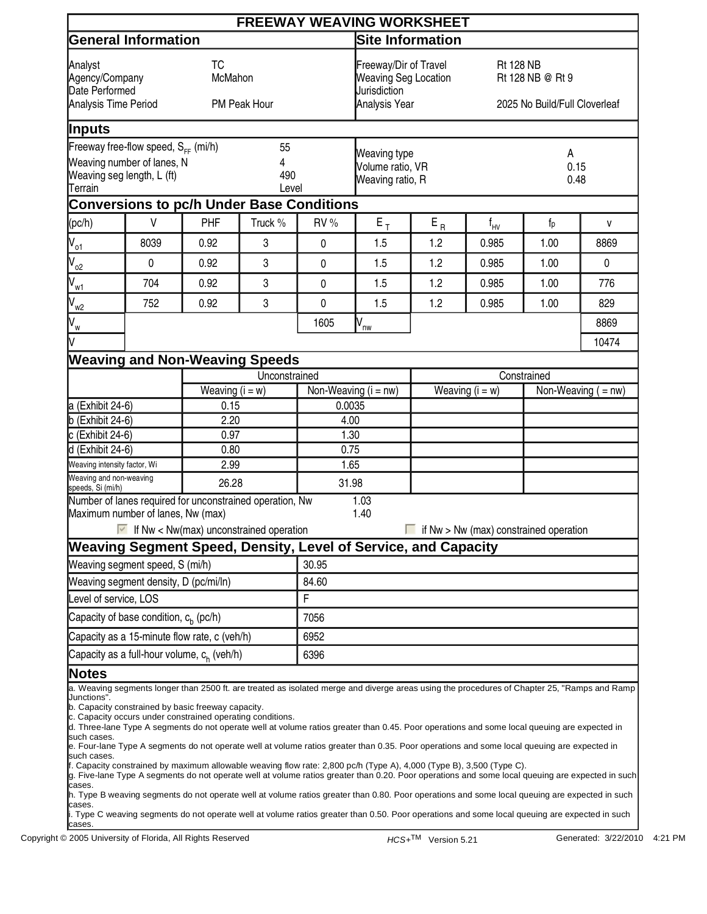# FREEWAY WEAVING WORKSHEET

## General Information

| | |
|---|---|
| Analyst | TC |
| Agency/Company | McMahon |
| Date Performed | |
| Analysis Time Period | PM Peak Hour |

## Site Information

| | |
|---|---|
| Freeway/Dir of Travel | Rt 128 NB |
| Weaving Seg Location | Rt 128 NB @ Rt 9 |
| Jurisdiction | |
| Analysis Year | 2025 No Build/Full Cloverleaf |

## Inputs

| | | | |
|---|---|---|---|
| Freeway free-flow speed, $S_{FF}$ (mi/h) | 55 | Weaving type | A |
| Weaving number of lanes, N | 4 | Volume ratio, VR | 0.15 |
| Weaving seg length, L (ft) | 490 | Weaving ratio, R | 0.48 |
| Terrain | Level | | |

## Conversions to pc/h Under Base Conditions

| (pc/h) | V | PHF | Truck % | RV % | $E_T$ | $E_R$ | $f_{HV}$ | $f_p$ | v |
|---|---|---|---|---|---|---|---|---|---|
| $V_{o1}$ | 8039 | 0.92 | 3 | 0 | 1.5 | 1.2 | 0.985 | 1.00 | 8869 |
| $V_{o2}$ | 0 | 0.92 | 3 | 0 | 1.5 | 1.2 | 0.985 | 1.00 | 0 |
| $V_{w1}$ | 704 | 0.92 | 3 | 0 | 1.5 | 1.2 | 0.985 | 1.00 | 776 |
| $V_{w2}$ | 752 | 0.92 | 3 | 0 | 1.5 | 1.2 | 0.985 | 1.00 | 829 |
| $V_w$ | | | | 1605 | $V_{nw}$ | | | | 8869 |
| V | | | | | | | | | 10474 |

## Weaving and Non-Weaving Speeds

| | Unconstrained | | Constrained | |
|---|---|---|---|---|
| | Weaving (i = w) | Non-Weaving (i = nw) | Weaving (i = w) | Non-Weaving ( = nw) |
| a (Exhibit 24-6) | 0.15 | 0.0035 | | |
| b (Exhibit 24-6) | 2.20 | 4.00 | | |
| c (Exhibit 24-6) | 0.97 | 1.30 | | |
| d (Exhibit 24-6) | 0.80 | 0.75 | | |
| Weaving intensity factor, Wi | 2.99 | 1.65 | | |
| Weaving and non-weaving speeds, Si (mi/h) | 26.28 | 31.98 | | |

Number of lanes required for unconstrained operation, Nw: 1.03
Maximum number of lanes, Nw (max): 1.40

☑ If Nw < Nw(max) unconstrained operation ☐ if Nw > Nw (max) constrained operation

## Weaving Segment Speed, Density, Level of Service, and Capacity

| | |
|---|---|
| Weaving segment speed, S (mi/h) | 30.95 |
| Weaving segment density, D (pc/mi/ln) | 84.60 |
| Level of service, LOS | F |
| Capacity of base condition, $c_b$ (pc/h) | 7056 |
| Capacity as a 15-minute flow rate, c (veh/h) | 6952 |
| Capacity as a full-hour volume, $c_h$ (veh/h) | 6396 |

## Notes

a. Weaving segments longer than 2500 ft. are treated as isolated merge and diverge areas using the procedures of Chapter 25, "Ramps and Ramp Junctions".
b. Capacity constrained by basic freeway capacity.
c. Capacity occurs under constrained operating conditions.
d. Three-lane Type A segments do not operate well at volume ratios greater than 0.45. Poor operations and some local queuing are expected in such cases.
e. Four-lane Type A segments do not operate well at volume ratios greater than 0.35. Poor operations and some local queuing are expected in such cases.
f. Capacity constrained by maximum allowable weaving flow rate: 2,800 pc/h (Type A), 4,000 (Type B), 3,500 (Type C).
g. Five-lane Type A segments do not operate well at volume ratios greater than 0.20. Poor operations and some local queuing are expected in such cases.
h. Type B weaving segments do not operate well at volume ratios greater than 0.80. Poor operations and some local queuing are expected in such cases.
i. Type C weaving segments do not operate well at volume ratios greater than 0.50. Poor operations and some local queuing are expected in such cases.

Copyright © 2005 University of Florida, All Rights Reserved HCS+TM Version 5.21 Generated: 3/22/2010 4:21 PM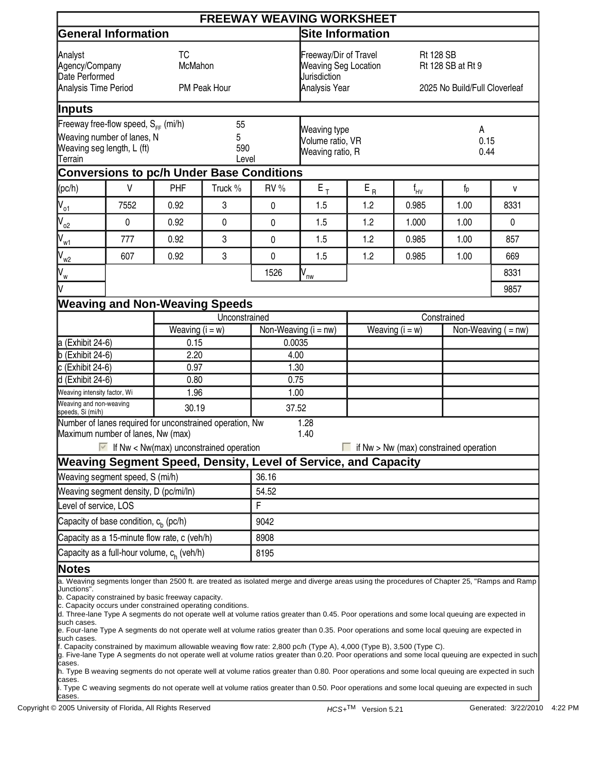# FREEWAY WEAVING WORKSHEET

| General Information | | Site Information | |
|---|---|---|---|
| Analyst | TC | Freeway/Dir of Travel | Rt 128 SB |
| Agency/Company | McMahon | Weaving Seg Location | Rt 128 SB at Rt 9 |
| Date Performed | | Jurisdiction | |
| Analysis Time Period | PM Peak Hour | Analysis Year | 2025 No Build/Full Cloverleaf |

## Inputs

| | | | |
|---|---|---|---|
| Freeway free-flow speed, $S_{FF}$ (mi/h) | 55 | Weaving type | A |
| Weaving number of lanes, N | 5 | Volume ratio, VR | 0.15 |
| Weaving seg length, L (ft) | 590 | Weaving ratio, R | 0.44 |
| Terrain | Level | | |

## Conversions to pc/h Under Base Conditions

| (pc/h) | V | PHF | Truck % | RV % | $E_T$ | $E_R$ | $f_{HV}$ | fp | v |
|---|---|---|---|---|---|---|---|---|---|
| $V_{o1}$ | 7552 | 0.92 | 3 | 0 | 1.5 | 1.2 | 0.985 | 1.00 | 8331 |
| $V_{o2}$ | 0 | 0.92 | 0 | 0 | 1.5 | 1.2 | 1.000 | 1.00 | 0 |
| $V_{w1}$ | 777 | 0.92 | 3 | 0 | 1.5 | 1.2 | 0.985 | 1.00 | 857 |
| $V_{w2}$ | 607 | 0.92 | 3 | 0 | 1.5 | 1.2 | 0.985 | 1.00 | 669 |
| $V_w$ | | | | 1526 | $V_{nw}$ | | | | 8331 |
| V | | | | | | | | | 9857 |

## Weaving and Non-Weaving Speeds

| | Unconstrained | | Constrained | |
|---|---|---|---|---|
| | Weaving (i = w) | Non-Weaving (i = nw) | Weaving (i = w) | Non-Weaving ( = nw) |
| a (Exhibit 24-6) | 0.15 | 0.0035 | | |
| b (Exhibit 24-6) | 2.20 | 4.00 | | |
| c (Exhibit 24-6) | 0.97 | 1.30 | | |
| d (Exhibit 24-6) | 0.80 | 0.75 | | |
| Weaving intensity factor, Wi | 1.96 | 1.00 | | |
| Weaving and non-weaving speeds, Si (mi/h) | 30.19 | 37.52 | | |

Number of lanes required for unconstrained operation, Nw 1.28

Maximum number of lanes, Nw (max) 1.40

☑ If Nw < Nw(max) unconstrained operation ☐ if Nw > Nw (max) constrained operation

## Weaving Segment Speed, Density, Level of Service, and Capacity

| | |
|---|---|
| Weaving segment speed, S (mi/h) | 36.16 |
| Weaving segment density, D (pc/mi/ln) | 54.52 |
| Level of service, LOS | F |
| Capacity of base condition, $c_b$ (pc/h) | 9042 |
| Capacity as a 15-minute flow rate, c (veh/h) | 8908 |
| Capacity as a full-hour volume, $c_h$ (veh/h) | 8195 |

## Notes

a. Weaving segments longer than 2500 ft. are treated as isolated merge and diverge areas using the procedures of Chapter 25, "Ramps and Ramp Junctions".
b. Capacity constrained by basic freeway capacity.
c. Capacity occurs under constrained operating conditions.
d. Three-lane Type A segments do not operate well at volume ratios greater than 0.45. Poor operations and some local queuing are expected in such cases.
e. Four-lane Type A segments do not operate well at volume ratios greater than 0.35. Poor operations and some local queuing are expected in such cases.
f. Capacity constrained by maximum allowable weaving flow rate: 2,800 pc/h (Type A), 4,000 (Type B), 3,500 (Type C).
g. Five-lane Type A segments do not operate well at volume ratios greater than 0.20. Poor operations and some local queuing are expected in such cases.
h. Type B weaving segments do not operate well at volume ratios greater than 0.80. Poor operations and some local queuing are expected in such cases.
i. Type C weaving segments do not operate well at volume ratios greater than 0.50. Poor operations and some local queuing are expected in such cases.

Copyright © 2005 University of Florida, All Rights Reserved HCS+TM Version 5.21 Generated: 3/22/2010 4:22 PM